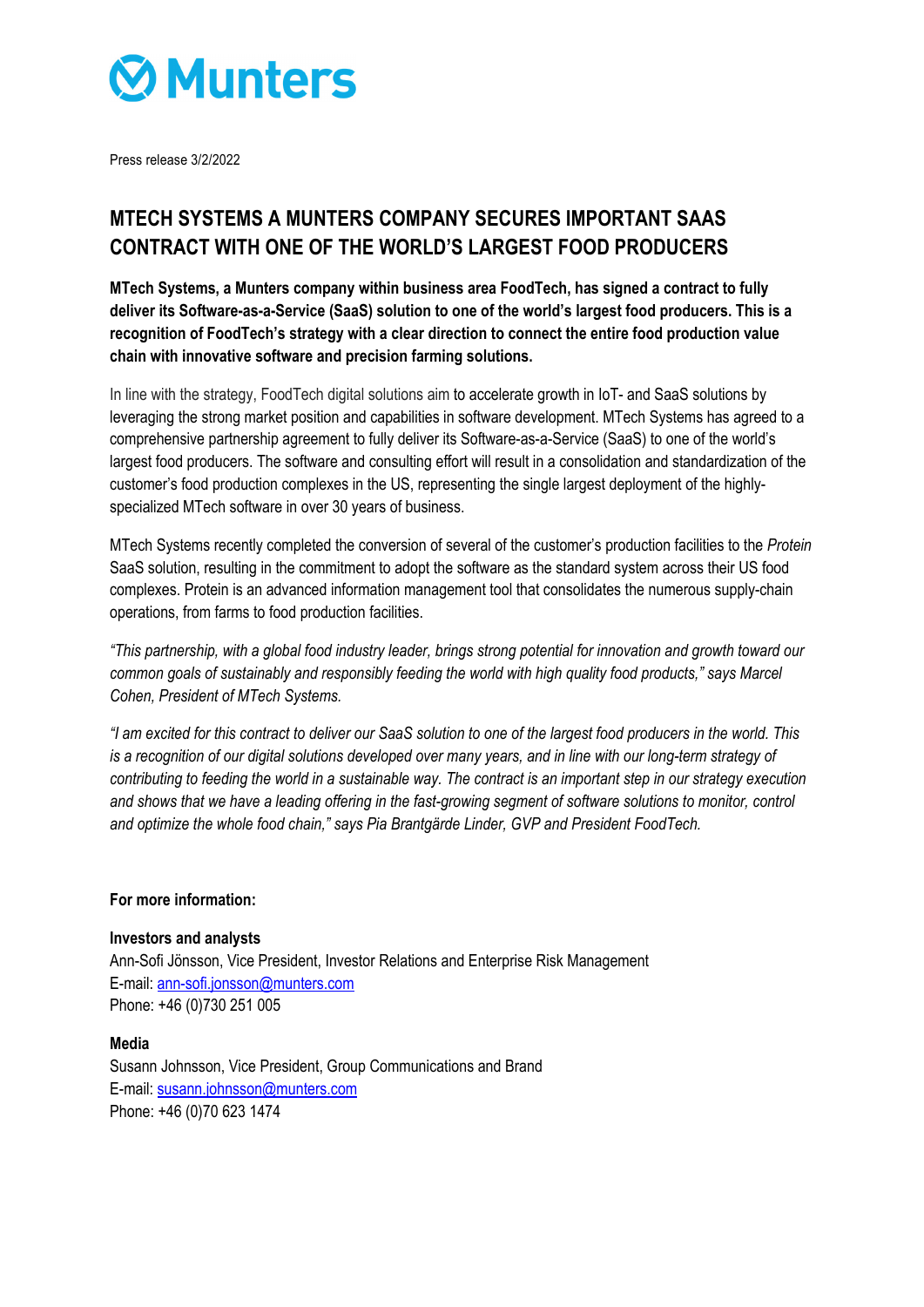Munters

Press release 3/2/2022

# MTECH SYSTEMS A MUNTERS COMPANY SECURES IMPORTANT SAAS CONTRACT WITH ONE OF THE WORLD'S LARGEST FOOD PRODUCERS

**MTech Systems, a Munters company within business area FoodTech, has signed a contract to fully deliver its Software-as-a-Service (SaaS) solution to one of the world's largest food producers. This is a recognition of FoodTech's strategy with a clear direction to connect the entire food production value chain with innovative software and precision farming solutions.**

In line with the strategy, FoodTech digital solutions aim to accelerate growth in IoT- and SaaS solutions by leveraging the strong market position and capabilities in software development. MTech Systems has agreed to a comprehensive partnership agreement to fully deliver its Software-as-a-Service (SaaS) to one of the world's largest food producers. The software and consulting effort will result in a consolidation and standardization of the customer's food production complexes in the US, representing the single largest deployment of the highly-specialized MTech software in over 30 years of business.

MTech Systems recently completed the conversion of several of the customer's production facilities to the *Protein* SaaS solution, resulting in the commitment to adopt the software as the standard system across their US food complexes. Protein is an advanced information management tool that consolidates the numerous supply-chain operations, from farms to food production facilities.

*"This partnership, with a global food industry leader, brings strong potential for innovation and growth toward our common goals of sustainably and responsibly feeding the world with high quality food products," says Marcel Cohen, President of MTech Systems.*

*"I am excited for this contract to deliver our SaaS solution to one of the largest food producers in the world. This is a recognition of our digital solutions developed over many years, and in line with our long-term strategy of contributing to feeding the world in a sustainable way. The contract is an important step in our strategy execution and shows that we have a leading offering in the fast-growing segment of software solutions to monitor, control and optimize the whole food chain," says Pia Brantgärde Linder, GVP and President FoodTech.*

**For more information:**

**Investors and analysts**
Ann-Sofi Jönsson, Vice President, Investor Relations and Enterprise Risk Management
E-mail: ann-sofi.jonsson@munters.com
Phone: +46 (0)730 251 005

**Media**
Susann Johnsson, Vice President, Group Communications and Brand
E-mail: susann.johnsson@munters.com
Phone: +46 (0)70 623 1474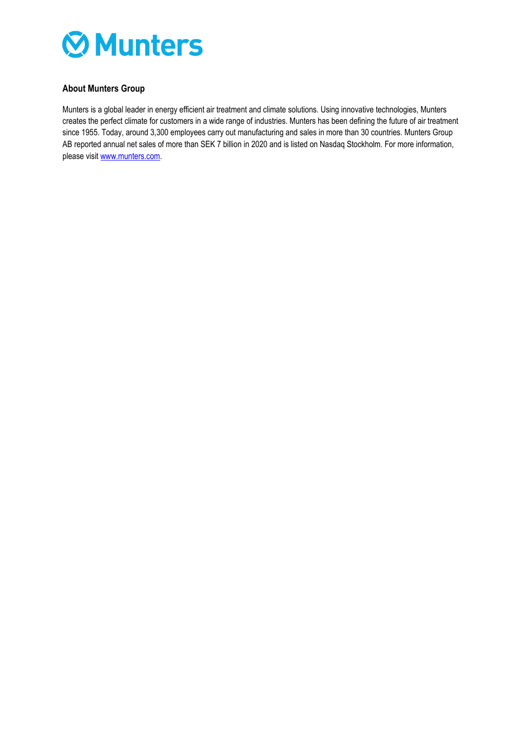### About Munters Group

Munters is a global leader in energy efficient air treatment and climate solutions. Using innovative technologies, Munters creates the perfect climate for customers in a wide range of industries. Munters has been defining the future of air treatment since 1955. Today, around 3,300 employees carry out manufacturing and sales in more than 30 countries. Munters Group AB reported annual net sales of more than SEK 7 billion in 2020 and is listed on Nasdaq Stockholm. For more information, please visit [www.munters.com](http://www.munters.com).